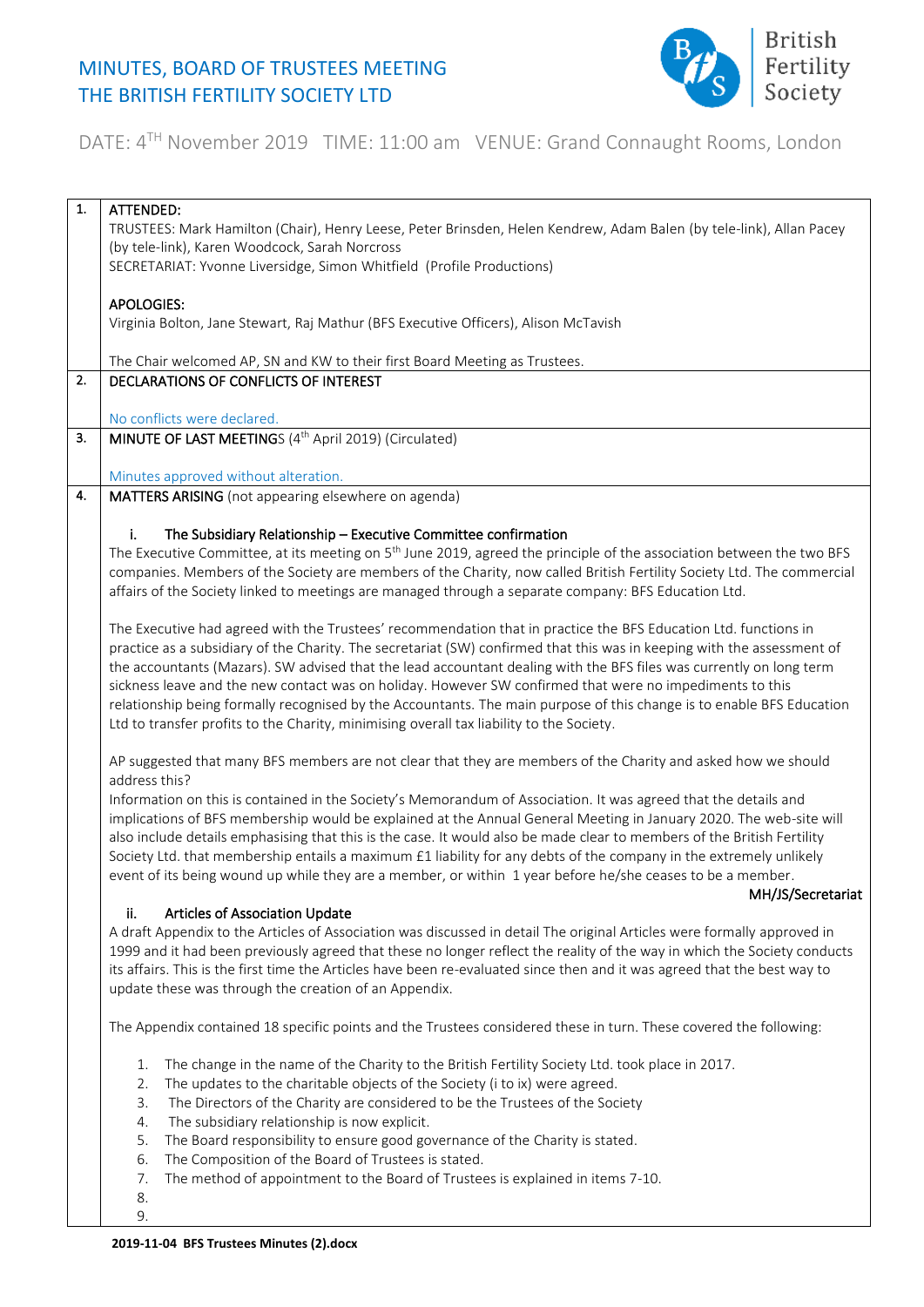# MINUTES, BOARD OF TRUSTEES MEETING
# THE BRITISH FERTILITY SOCIETY LTD

British Fertility Society

DATE: 4TH November 2019   TIME: 11:00 am   VENUE: Grand Connaught Rooms, London

| | |
|---|---|
| 1. | **ATTENDED:**<br>TRUSTEES: Mark Hamilton (Chair), Henry Leese, Peter Brinsden, Helen Kendrew, Adam Balen (by tele-link), Allan Pacey (by tele-link), Karen Woodcock, Sarah Norcross<br>SECRETARIAT: Yvonne Liversidge, Simon Whitfield (Profile Productions)<br><br>**APOLOGIES:**<br>Virginia Bolton, Jane Stewart, Raj Mathur (BFS Executive Officers), Alison McTavish<br><br>The Chair welcomed AP, SN and KW to their first Board Meeting as Trustees. |
| 2. | **DECLARATIONS OF CONFLICTS OF INTEREST**<br><br>No conflicts were declared. |
| 3. | **MINUTE OF LAST MEETINGS** (4th April 2019) (Circulated)<br><br>Minutes approved without alteration. |
| 4. | **MATTERS ARISING** (not appearing elsewhere on agenda)<br><br>**i. The Subsidiary Relationship – Executive Committee confirmation**<br>The Executive Committee, at its meeting on 5th June 2019, agreed the principle of the association between the two BFS companies. Members of the Society are members of the Charity, now called British Fertility Society Ltd. The commercial affairs of the Society linked to meetings are managed through a separate company: BFS Education Ltd.<br><br>The Executive had agreed with the Trustees' recommendation that in practice the BFS Education Ltd. functions in practice as a subsidiary of the Charity. The secretariat (SW) confirmed that this was in keeping with the assessment of the accountants (Mazars). SW advised that the lead accountant dealing with the BFS files was currently on long term sickness leave and the new contact was on holiday. However SW confirmed that were no impediments to this relationship being formally recognised by the Accountants. The main purpose of this change is to enable BFS Education Ltd to transfer profits to the Charity, minimising overall tax liability to the Society.<br><br>AP suggested that many BFS members are not clear that they are members of the Charity and asked how we should address this?<br>Information on this is contained in the Society's Memorandum of Association. It was agreed that the details and implications of BFS membership would be explained at the Annual General Meeting in January 2020. The web-site will also include details emphasising that this is the case. It would also be made clear to members of the British Fertility Society Ltd. that membership entails a maximum £1 liability for any debts of the company in the extremely unlikely event of its being wound up while they are a member, or within 1 year before he/she ceases to be a member.<br>**MH/JS/Secretariat**<br><br>**ii. Articles of Association Update**<br>A draft Appendix to the Articles of Association was discussed in detail The original Articles were formally approved in 1999 and it had been previously agreed that these no longer reflect the reality of the way in which the Society conducts its affairs. This is the first time the Articles have been re-evaluated since then and it was agreed that the best way to update these was through the creation of an Appendix.<br><br>The Appendix contained 18 specific points and the Trustees considered these in turn. These covered the following:<br><br>1. The change in the name of the Charity to the British Fertility Society Ltd. took place in 2017.<br>2. The updates to the charitable objects of the Society (i to ix) were agreed.<br>3. The Directors of the Charity are considered to be the Trustees of the Society<br>4. The subsidiary relationship is now explicit.<br>5. The Board responsibility to ensure good governance of the Charity is stated.<br>6. The Composition of the Board of Trustees is stated.<br>7. The method of appointment to the Board of Trustees is explained in items 7-10.<br>8.<br>9. |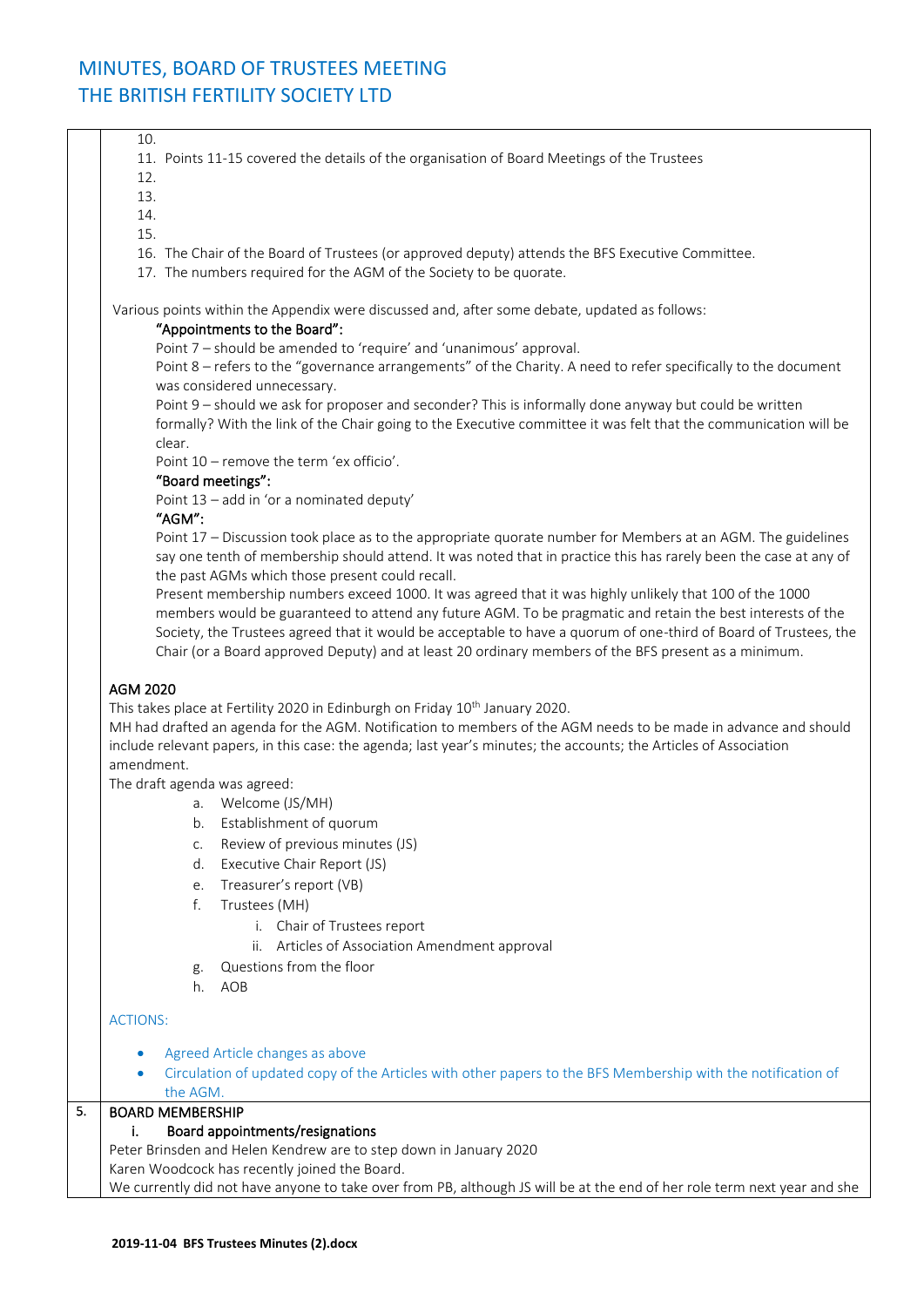10.
11. Points 11-15 covered the details of the organisation of Board Meetings of the Trustees
12.
13.
14.
15.
16. The Chair of the Board of Trustees (or approved deputy) attends the BFS Executive Committee.
17. The numbers required for the AGM of the Society to be quorate.

Various points within the Appendix were discussed and, after some debate, updated as follows:

**"Appointments to the Board":**

Point 7 – should be amended to 'require' and 'unanimous' approval.

Point 8 – refers to the "governance arrangements" of the Charity. A need to refer specifically to the document was considered unnecessary.

Point 9 – should we ask for proposer and seconder? This is informally done anyway but could be written formally? With the link of the Chair going to the Executive committee it was felt that the communication will be clear.

Point 10 – remove the term 'ex officio'.

**"Board meetings":**

Point 13 – add in 'or a nominated deputy'

**"AGM":**

Point 17 – Discussion took place as to the appropriate quorate number for Members at an AGM. The guidelines say one tenth of membership should attend. It was noted that in practice this has rarely been the case at any of the past AGMs which those present could recall.

Present membership numbers exceed 1000. It was agreed that it was highly unlikely that 100 of the 1000 members would be guaranteed to attend any future AGM. To be pragmatic and retain the best interests of the Society, the Trustees agreed that it would be acceptable to have a quorum of one-third of Board of Trustees, the Chair (or a Board approved Deputy) and at least 20 ordinary members of the BFS present as a minimum.

**AGM 2020**

This takes place at Fertility 2020 in Edinburgh on Friday 10th January 2020.

MH had drafted an agenda for the AGM. Notification to members of the AGM needs to be made in advance and should include relevant papers, in this case: the agenda; last year's minutes; the accounts; the Articles of Association amendment.

The draft agenda was agreed:

a. Welcome (JS/MH)
b. Establishment of quorum
c. Review of previous minutes (JS)
d. Executive Chair Report (JS)
e. Treasurer's report (VB)
f. Trustees (MH)
   i. Chair of Trustees report
   ii. Articles of Association Amendment approval
g. Questions from the floor
h. AOB

ACTIONS:

- Agreed Article changes as above
- Circulation of updated copy of the Articles with other papers to the BFS Membership with the notification of the AGM.

**5. BOARD MEMBERSHIP**

**i. Board appointments/resignations**

Peter Brinsden and Helen Kendrew are to step down in January 2020

Karen Woodcock has recently joined the Board.

We currently did not have anyone to take over from PB, although JS will be at the end of her role term next year and she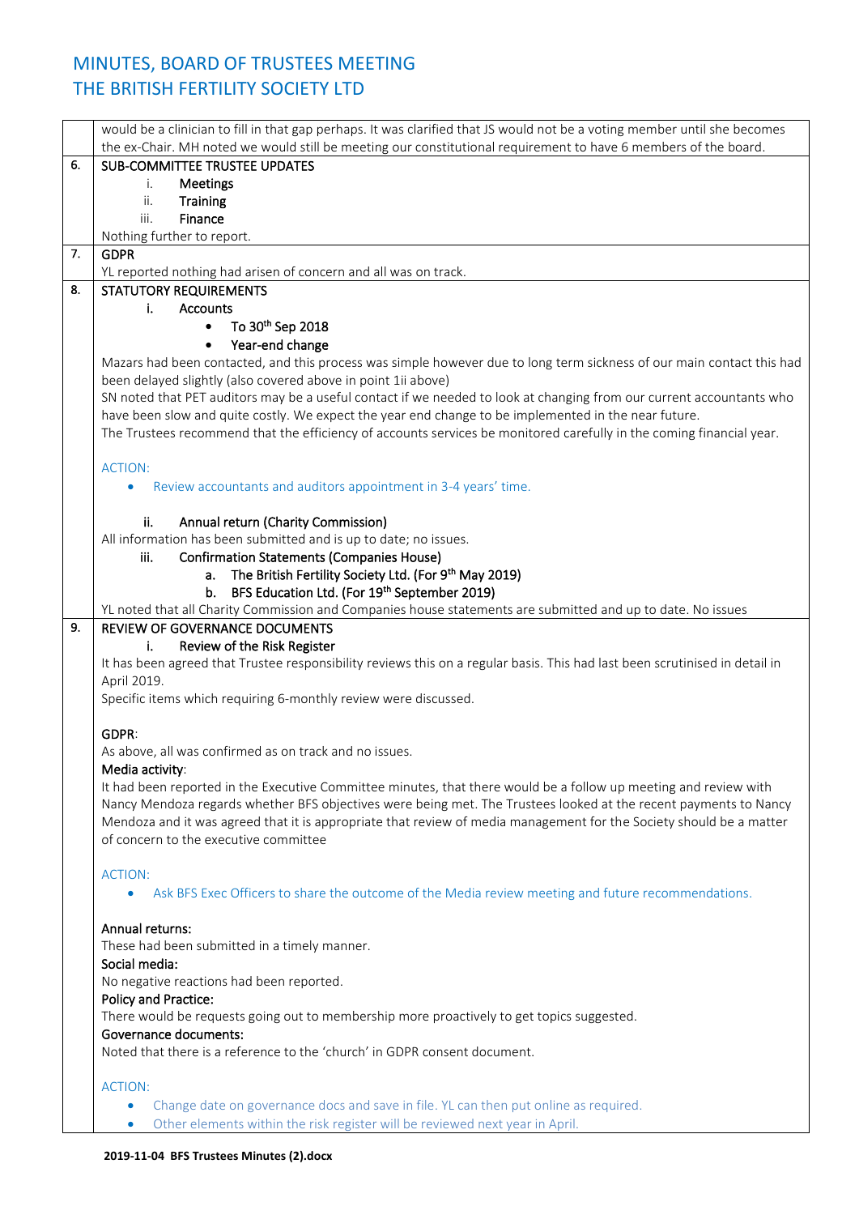# MINUTES, BOARD OF TRUSTEES MEETING
# THE BRITISH FERTILITY SOCIETY LTD

| | |
|---|---|
| | would be a clinician to fill in that gap perhaps. It was clarified that JS would not be a voting member until she becomes the ex-Chair. MH noted we would still be meeting our constitutional requirement to have 6 members of the board. |
| 6. | SUB-COMMITTEE TRUSTEE UPDATES<br>i. **Meetings**<br>ii. **Training**<br>iii. **Finance**<br>Nothing further to report. |
| 7. | **GDPR**<br>YL reported nothing had arisen of concern and all was on track. |
| 8. | STATUTORY REQUIREMENTS<br>i. **Accounts**<br>• **To 30th Sep 2018**<br>• **Year-end change**<br>Mazars had been contacted, and this process was simple however due to long term sickness of our main contact this had been delayed slightly (also covered above in point 1ii above)<br>SN noted that PET auditors may be a useful contact if we needed to look at changing from our current accountants who have been slow and quite costly. We expect the year end change to be implemented in the near future.<br>The Trustees recommend that the efficiency of accounts services be monitored carefully in the coming financial year.<br><br>ACTION:<br>• Review accountants and auditors appointment in 3-4 years' time.<br><br>ii. **Annual return (Charity Commission)**<br>All information has been submitted and is up to date; no issues.<br>iii. **Confirmation Statements (Companies House)**<br>a. **The British Fertility Society Ltd. (For 9th May 2019)**<br>b. **BFS Education Ltd. (For 19th September 2019)**<br>YL noted that all Charity Commission and Companies house statements are submitted and up to date. No issues |
| 9. | REVIEW OF GOVERNANCE DOCUMENTS<br>i. **Review of the Risk Register**<br>It has been agreed that Trustee responsibility reviews this on a regular basis. This had last been scrutinised in detail in April 2019.<br>Specific items which requiring 6-monthly review were discussed.<br><br>**GDPR**:<br>As above, all was confirmed as on track and no issues.<br>**Media activity**:<br>It had been reported in the Executive Committee minutes, that there would be a follow up meeting and review with Nancy Mendoza regards whether BFS objectives were being met. The Trustees looked at the recent payments to Nancy Mendoza and it was agreed that it is appropriate that review of media management for the Society should be a matter of concern to the executive committee<br><br>ACTION:<br>• Ask BFS Exec Officers to share the outcome of the Media review meeting and future recommendations.<br><br>**Annual returns:**<br>These had been submitted in a timely manner.<br>**Social media:**<br>No negative reactions had been reported.<br>**Policy and Practice:**<br>There would be requests going out to membership more proactively to get topics suggested.<br>**Governance documents:**<br>Noted that there is a reference to the 'church' in GDPR consent document.<br><br>ACTION:<br>• Change date on governance docs and save in file. YL can then put online as required.<br>• Other elements within the risk register will be reviewed next year in April. |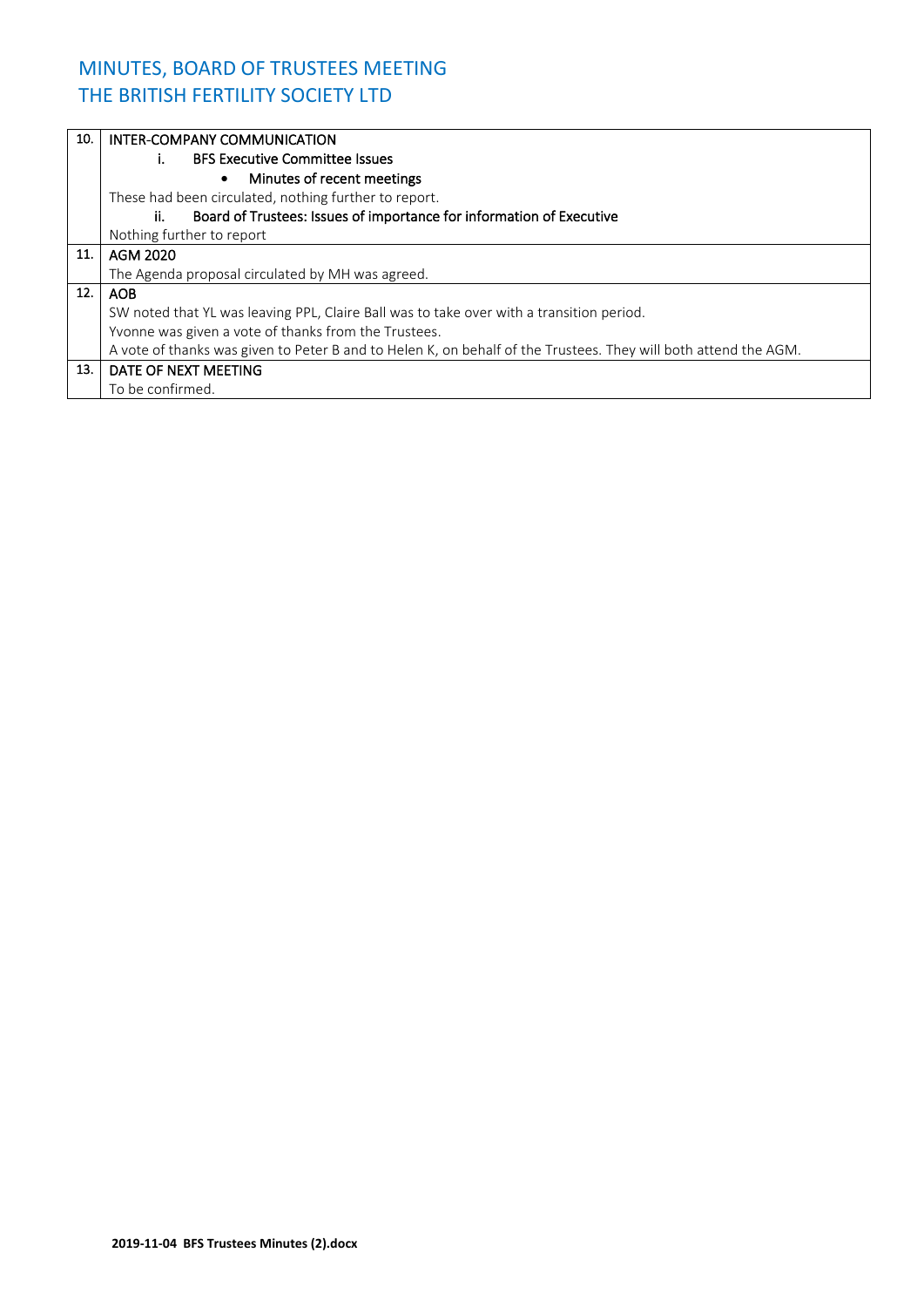# MINUTES, BOARD OF TRUSTEES MEETING
# THE BRITISH FERTILITY SOCIETY LTD

| | |
|---|---|
| 10. | **INTER-COMPANY COMMUNICATION**<br>i. **BFS Executive Committee Issues**<br>• **Minutes of recent meetings**<br>These had been circulated, nothing further to report.<br>ii. **Board of Trustees: Issues of importance for information of Executive**<br>Nothing further to report |
| 11. | **AGM 2020**<br>The Agenda proposal circulated by MH was agreed. |
| 12. | **AOB**<br>SW noted that YL was leaving PPL, Claire Ball was to take over with a transition period.<br>Yvonne was given a vote of thanks from the Trustees.<br>A vote of thanks was given to Peter B and to Helen K, on behalf of the Trustees. They will both attend the AGM. |
| 13. | **DATE OF NEXT MEETING**<br>To be confirmed. |

**2019-11-04 BFS Trustees Minutes (2).docx**